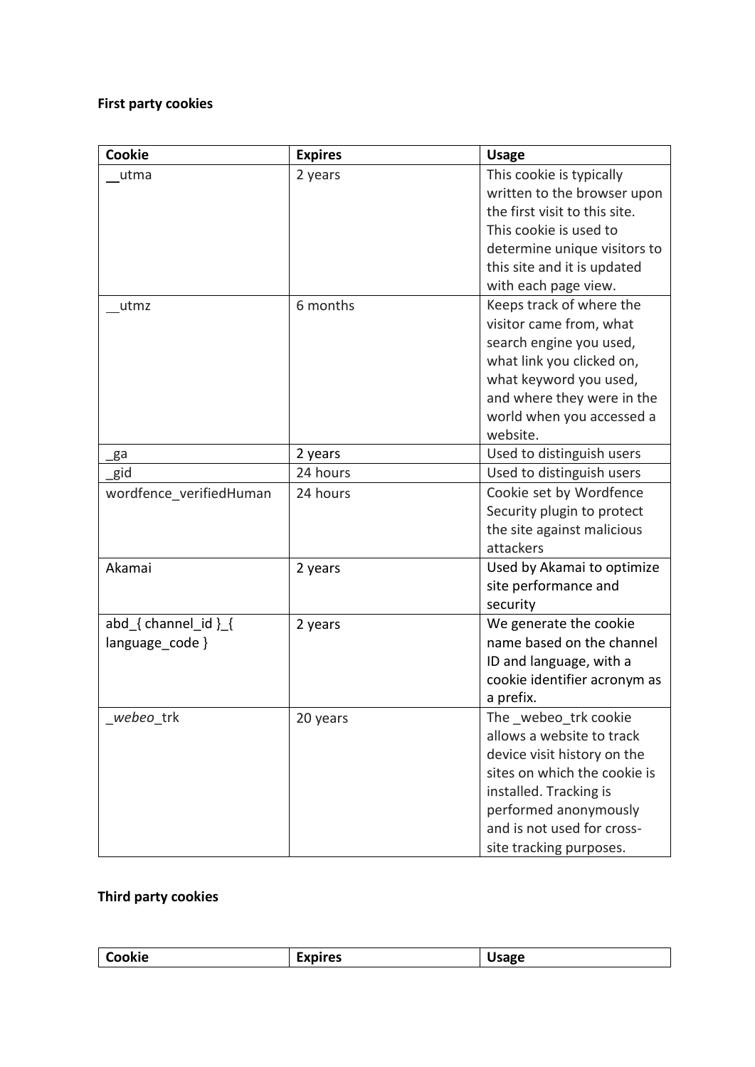**First party cookies**

| Cookie | Expires | Usage |
| --- | --- | --- |
| __utma | 2 years | This cookie is typically written to the browser upon the first visit to this site. This cookie is used to determine unique visitors to this site and it is updated with each page view. |
| __utmz | 6 months | Keeps track of where the visitor came from, what search engine you used, what link you clicked on, what keyword you used, and where they were in the world when you accessed a website. |
| _ga | 2 years | Used to distinguish users |
| _gid | 24 hours | Used to distinguish users |
| wordfence_verifiedHuman | 24 hours | Cookie set by Wordfence Security plugin to protect the site against malicious attackers |
| Akamai | 2 years | Used by Akamai to optimize site performance and security |
| abd_{ channel_id }_{ language_code } | 2 years | We generate the cookie name based on the channel ID and language, with a cookie identifier acronym as a prefix. |
| _*webeo*_trk | 20 years | The _webeo_trk cookie allows a website to track device visit history on the sites on which the cookie is installed. Tracking is performed anonymously and is not used for cross-site tracking purposes. |

**Third party cookies**

| Cookie | Expires | Usage |
| --- | --- | --- |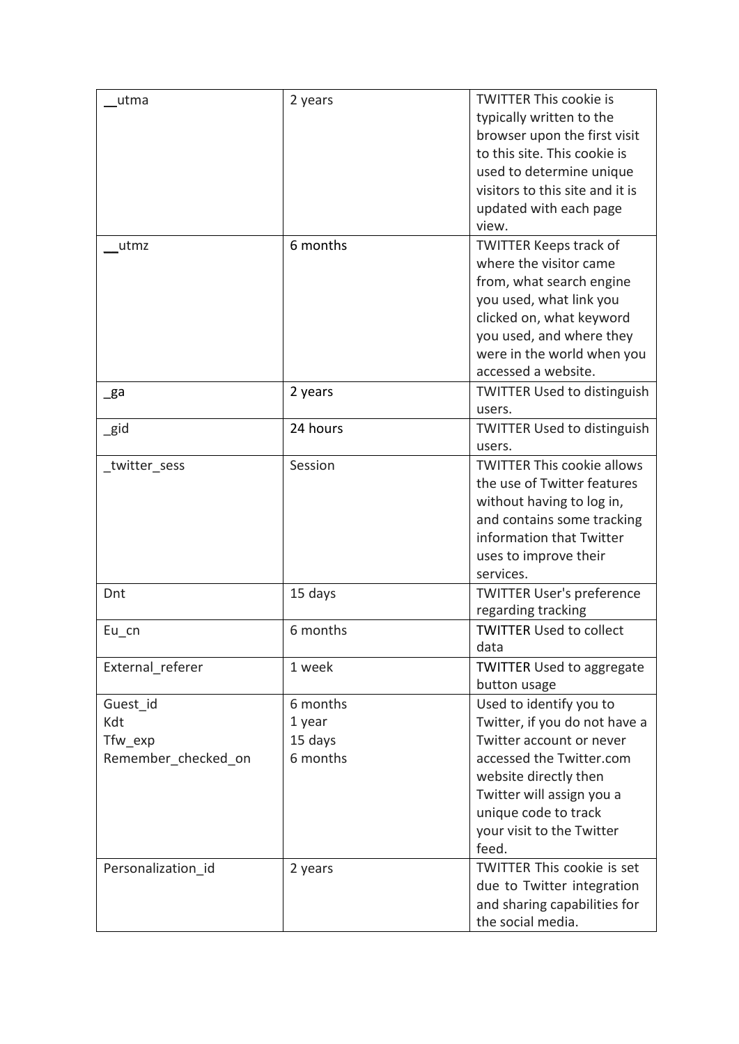| __utma | 2 years | TWITTER This cookie is typically written to the browser upon the first visit to this site. This cookie is used to determine unique visitors to this site and it is updated with each page view. |
|---|---|---|
| __utmz | 6 months | TWITTER Keeps track of where the visitor came from, what search engine you used, what link you clicked on, what keyword you used, and where they were in the world when you accessed a website. |
| _ga | 2 years | TWITTER Used to distinguish users. |
| _gid | 24 hours | TWITTER Used to distinguish users. |
| _twitter_sess | Session | TWITTER This cookie allows the use of Twitter features without having to log in, and contains some tracking information that Twitter uses to improve their services. |
| Dnt | 15 days | TWITTER User's preference regarding tracking |
| Eu_cn | 6 months | TWITTER Used to collect data |
| External_referer | 1 week | TWITTER Used to aggregate button usage |
| Guest_id<br>Kdt<br>Tfw_exp<br>Remember_checked_on | 6 months<br>1 year<br>15 days<br>6 months | Used to identify you to Twitter, if you do not have a Twitter account or never accessed the Twitter.com website directly then Twitter will assign you a unique code to track your visit to the Twitter feed. |
| Personalization_id | 2 years | TWITTER This cookie is set due to Twitter integration and sharing capabilities for the social media. |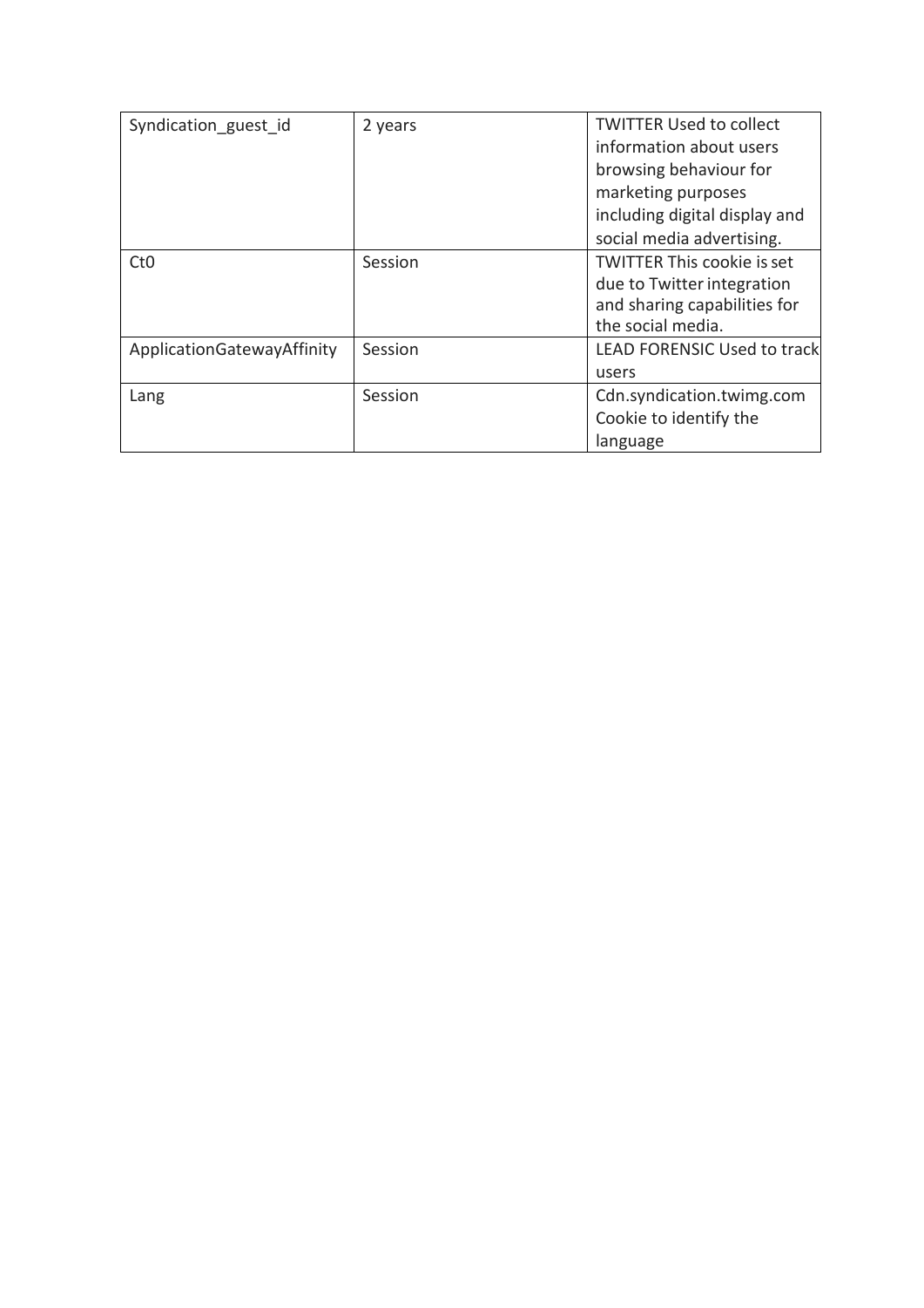| | | |
|---|---|---|
| Syndication_guest_id | 2 years | TWITTER Used to collect information about users browsing behaviour for marketing purposes including digital display and social media advertising. |
| Ct0 | Session | TWITTER This cookie is set due to Twitter integration and sharing capabilities for the social media. |
| ApplicationGatewayAffinity | Session | LEAD FORENSIC Used to track users |
| Lang | Session | Cdn.syndication.twimg.com Cookie to identify the language |